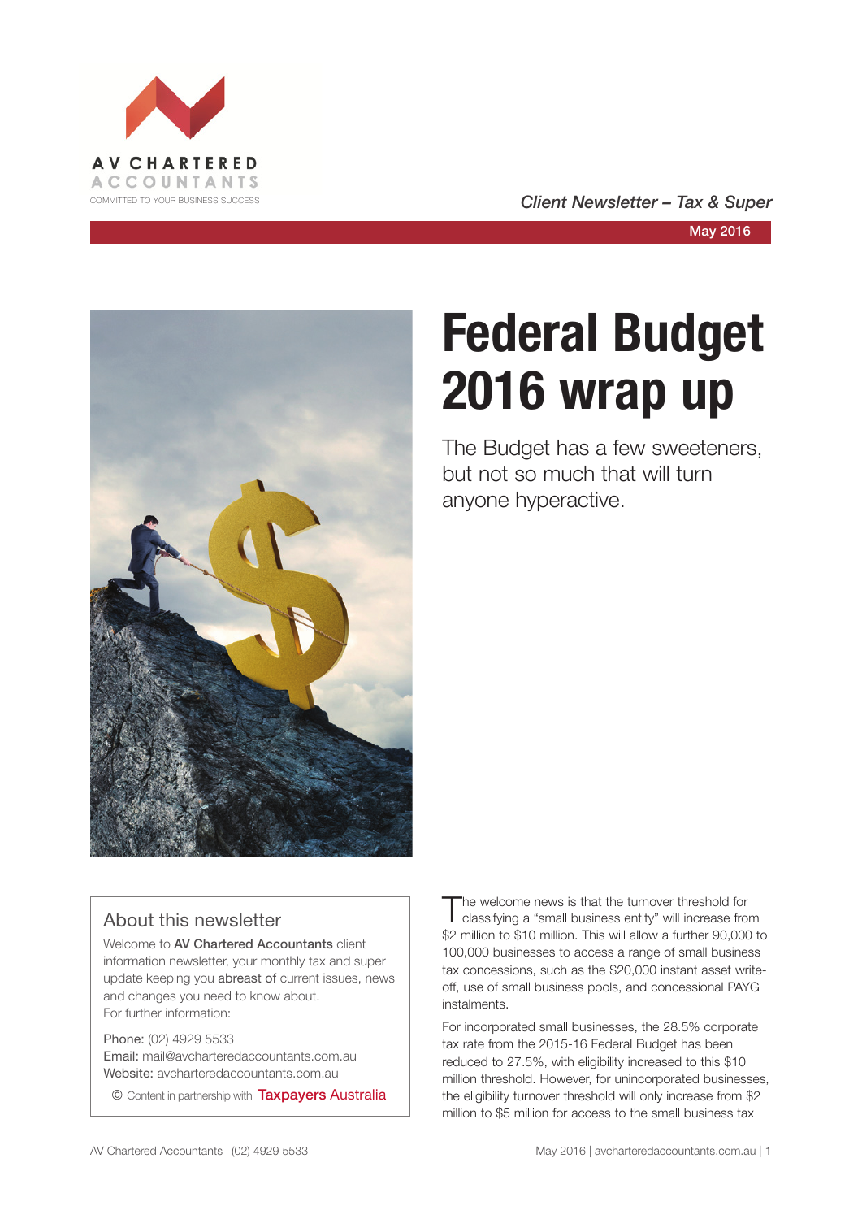AV CHARTERED ACCOUNTANTS
COMMITTED TO YOUR BUSINESS SUCCESS

*Client Newsletter – Tax & Super*

May 2016

# Federal Budget 2016 wrap up

The Budget has a few sweeteners, but not so much that will turn anyone hyperactive.

## About this newsletter

Welcome to **AV Chartered Accountants** client information newsletter, your monthly tax and super update keeping you **abreast of** current issues, news and changes you need to know about.
For further information:

Phone: (02) 4929 5533
Email: mail@avcharteredaccountants.com.au
Website: avcharteredaccountants.com.au

© Content in partnership with Taxpayers Australia

The welcome news is that the turnover threshold for classifying a "small business entity" will increase from $2 million to $10 million. This will allow a further 90,000 to 100,000 businesses to access a range of small business tax concessions, such as the $20,000 instant asset write-off, use of small business pools, and concessional PAYG instalments.

For incorporated small businesses, the 28.5% corporate tax rate from the 2015-16 Federal Budget has been reduced to 27.5%, with eligibility increased to this $10 million threshold. However, for unincorporated businesses, the eligibility turnover threshold will only increase from $2 million to $5 million for access to the small business tax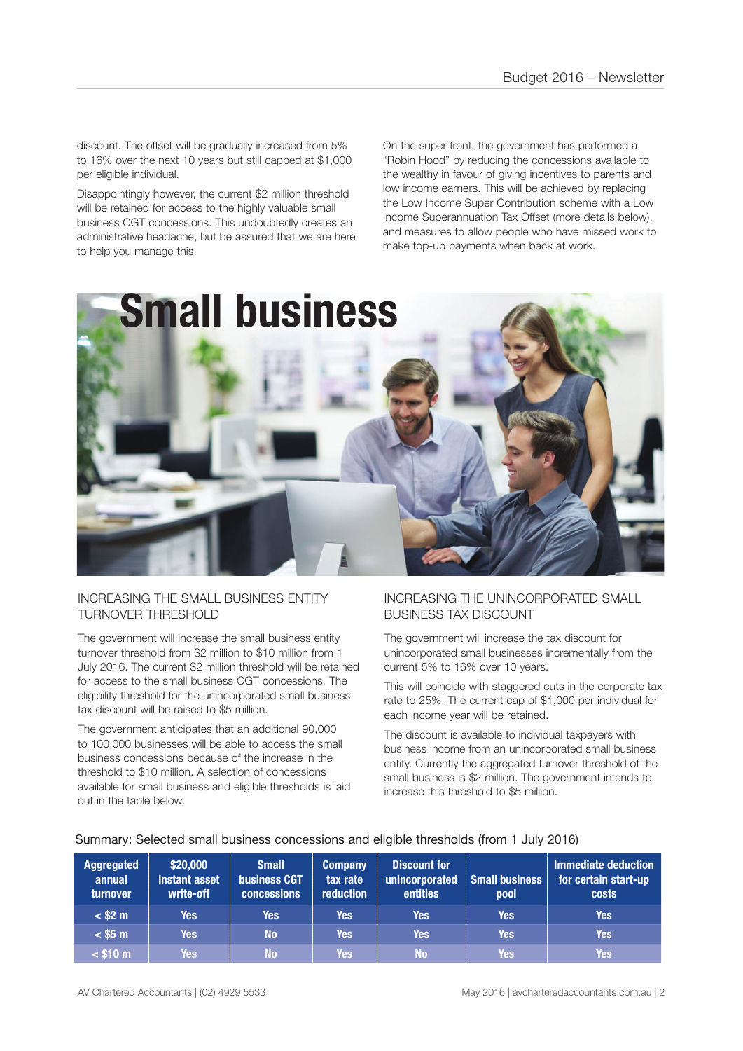discount. The offset will be gradually increased from 5% to 16% over the next 10 years but still capped at $1,000 per eligible individual.

Disappointingly however, the current $2 million threshold will be retained for access to the highly valuable small business CGT concessions. This undoubtedly creates an administrative headache, but be assured that we are here to help you manage this.

On the super front, the government has performed a "Robin Hood" by reducing the concessions available to the wealthy in favour of giving incentives to parents and low income earners. This will be achieved by replacing the Low Income Super Contribution scheme with a Low Income Superannuation Tax Offset (more details below), and measures to allow people who have missed work to make top-up payments when back at work.

# Small business

## INCREASING THE SMALL BUSINESS ENTITY TURNOVER THRESHOLD

The government will increase the small business entity turnover threshold from $2 million to $10 million from 1 July 2016. The current $2 million threshold will be retained for access to the small business CGT concessions. The eligibility threshold for the unincorporated small business tax discount will be raised to $5 million.

The government anticipates that an additional 90,000 to 100,000 businesses will be able to access the small business concessions because of the increase in the threshold to $10 million. A selection of concessions available for small business and eligible thresholds is laid out in the table below.

## INCREASING THE UNINCORPORATED SMALL BUSINESS TAX DISCOUNT

The government will increase the tax discount for unincorporated small businesses incrementally from the current 5% to 16% over 10 years.

This will coincide with staggered cuts in the corporate tax rate to 25%. The current cap of $1,000 per individual for each income year will be retained.

The discount is available to individual taxpayers with business income from an unincorporated small business entity. Currently the aggregated turnover threshold of the small business is $2 million. The government intends to increase this threshold to $5 million.

Summary: Selected small business concessions and eligible thresholds (from 1 July 2016)

| Aggregated annual turnover | $20,000 instant asset write-off | Small business CGT concessions | Company tax rate reduction | Discount for unincorporated entities | Small business pool | Immediate deduction for certain start-up costs |
|---|---|---|---|---|---|---|
| < $2 m | Yes | Yes | Yes | Yes | Yes | Yes |
| < $5 m | Yes | No | Yes | Yes | Yes | Yes |
| < $10 m | Yes | No | Yes | No | Yes | Yes |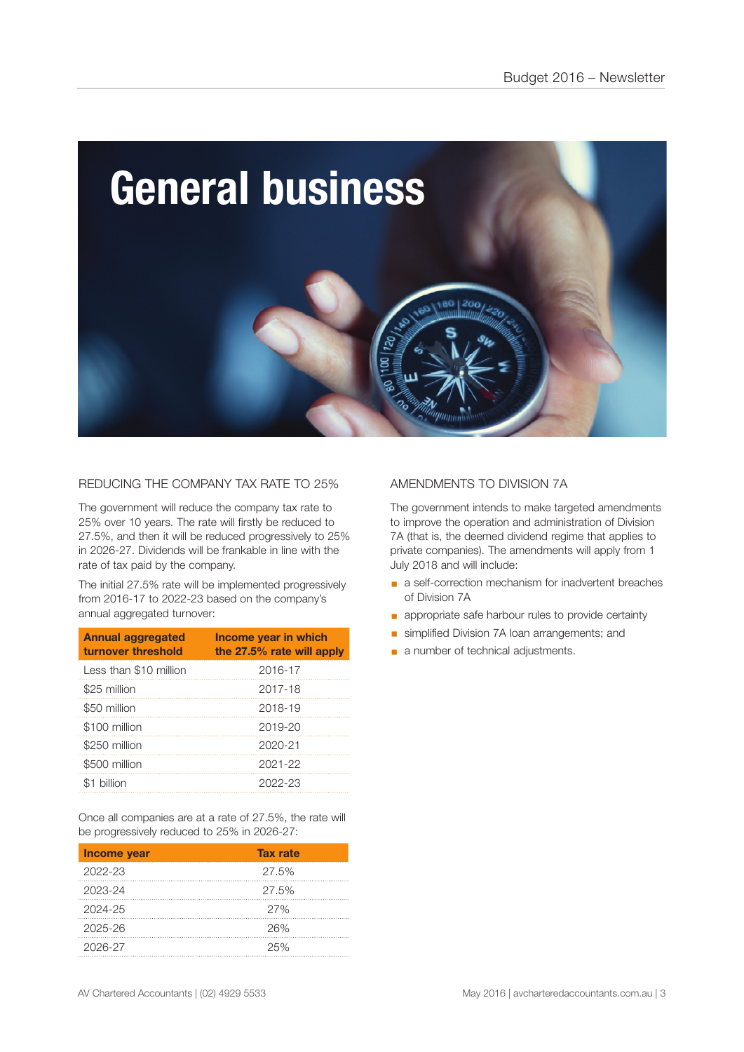# General business

## REDUCING THE COMPANY TAX RATE TO 25%

The government will reduce the company tax rate to 25% over 10 years. The rate will firstly be reduced to 27.5%, and then it will be reduced progressively to 25% in 2026-27. Dividends will be frankable in line with the rate of tax paid by the company.

The initial 27.5% rate will be implemented progressively from 2016-17 to 2022-23 based on the company's annual aggregated turnover:

| Annual aggregated turnover threshold | Income year in which the 27.5% rate will apply |
|---|---|
| Less than $10 million | 2016-17 |
| $25 million | 2017-18 |
| $50 million | 2018-19 |
| $100 million | 2019-20 |
| $250 million | 2020-21 |
| $500 million | 2021-22 |
| $1 billion | 2022-23 |

Once all companies are at a rate of 27.5%, the rate will be progressively reduced to 25% in 2026-27:

| Income year | Tax rate |
|---|---|
| 2022-23 | 27.5% |
| 2023-24 | 27.5% |
| 2024-25 | 27% |
| 2025-26 | 26% |
| 2026-27 | 25% |

## AMENDMENTS TO DIVISION 7A

The government intends to make targeted amendments to improve the operation and administration of Division 7A (that is, the deemed dividend regime that applies to private companies). The amendments will apply from 1 July 2018 and will include:

- a self-correction mechanism for inadvertent breaches of Division 7A
- appropriate safe harbour rules to provide certainty
- simplified Division 7A loan arrangements; and
- a number of technical adjustments.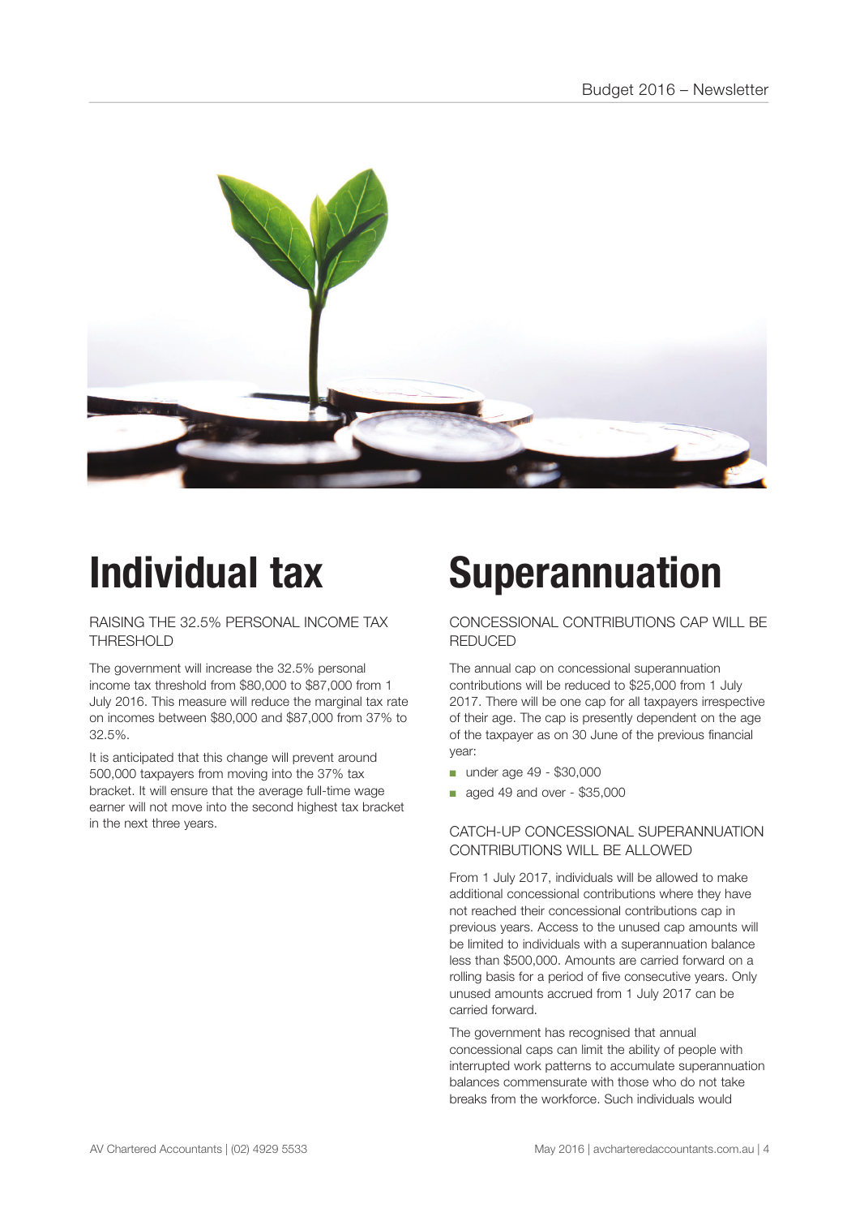# Individual tax

### RAISING THE 32.5% PERSONAL INCOME TAX THRESHOLD

The government will increase the 32.5% personal income tax threshold from $80,000 to $87,000 from 1 July 2016. This measure will reduce the marginal tax rate on incomes between $80,000 and $87,000 from 37% to 32.5%.

It is anticipated that this change will prevent around 500,000 taxpayers from moving into the 37% tax bracket. It will ensure that the average full-time wage earner will not move into the second highest tax bracket in the next three years.

# Superannuation

### CONCESSIONAL CONTRIBUTIONS CAP WILL BE REDUCED

The annual cap on concessional superannuation contributions will be reduced to $25,000 from 1 July 2017. There will be one cap for all taxpayers irrespective of their age. The cap is presently dependent on the age of the taxpayer as on 30 June of the previous financial year:

- under age 49 - $30,000
- aged 49 and over - $35,000

### CATCH-UP CONCESSIONAL SUPERANNUATION CONTRIBUTIONS WILL BE ALLOWED

From 1 July 2017, individuals will be allowed to make additional concessional contributions where they have not reached their concessional contributions cap in previous years. Access to the unused cap amounts will be limited to individuals with a superannuation balance less than $500,000. Amounts are carried forward on a rolling basis for a period of five consecutive years. Only unused amounts accrued from 1 July 2017 can be carried forward.

The government has recognised that annual concessional caps can limit the ability of people with interrupted work patterns to accumulate superannuation balances commensurate with those who do not take breaks from the workforce. Such individuals would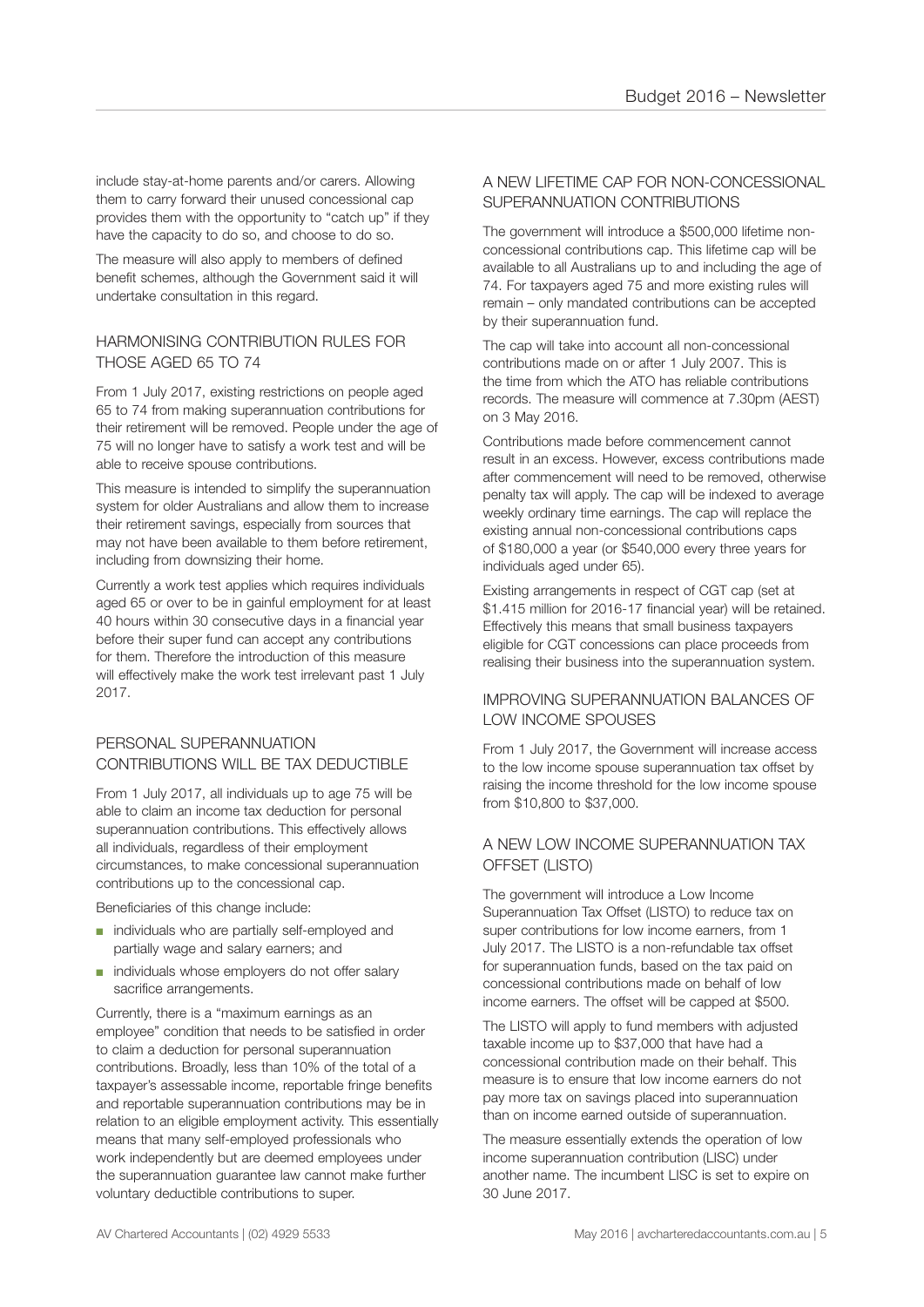include stay-at-home parents and/or carers. Allowing them to carry forward their unused concessional cap provides them with the opportunity to "catch up" if they have the capacity to do so, and choose to do so.

The measure will also apply to members of defined benefit schemes, although the Government said it will undertake consultation in this regard.

## HARMONISING CONTRIBUTION RULES FOR THOSE AGED 65 TO 74

From 1 July 2017, existing restrictions on people aged 65 to 74 from making superannuation contributions for their retirement will be removed. People under the age of 75 will no longer have to satisfy a work test and will be able to receive spouse contributions.

This measure is intended to simplify the superannuation system for older Australians and allow them to increase their retirement savings, especially from sources that may not have been available to them before retirement, including from downsizing their home.

Currently a work test applies which requires individuals aged 65 or over to be in gainful employment for at least 40 hours within 30 consecutive days in a financial year before their super fund can accept any contributions for them. Therefore the introduction of this measure will effectively make the work test irrelevant past 1 July 2017.

## PERSONAL SUPERANNUATION CONTRIBUTIONS WILL BE TAX DEDUCTIBLE

From 1 July 2017, all individuals up to age 75 will be able to claim an income tax deduction for personal superannuation contributions. This effectively allows all individuals, regardless of their employment circumstances, to make concessional superannuation contributions up to the concessional cap.

Beneficiaries of this change include:

- individuals who are partially self-employed and partially wage and salary earners; and
- individuals whose employers do not offer salary sacrifice arrangements.

Currently, there is a "maximum earnings as an employee" condition that needs to be satisfied in order to claim a deduction for personal superannuation contributions. Broadly, less than 10% of the total of a taxpayer's assessable income, reportable fringe benefits and reportable superannuation contributions may be in relation to an eligible employment activity. This essentially means that many self-employed professionals who work independently but are deemed employees under the superannuation guarantee law cannot make further voluntary deductible contributions to super.

## A NEW LIFETIME CAP FOR NON-CONCESSIONAL SUPERANNUATION CONTRIBUTIONS

The government will introduce a $500,000 lifetime non-concessional contributions cap. This lifetime cap will be available to all Australians up to and including the age of 74. For taxpayers aged 75 and more existing rules will remain – only mandated contributions can be accepted by their superannuation fund.

The cap will take into account all non-concessional contributions made on or after 1 July 2007. This is the time from which the ATO has reliable contributions records. The measure will commence at 7.30pm (AEST) on 3 May 2016.

Contributions made before commencement cannot result in an excess. However, excess contributions made after commencement will need to be removed, otherwise penalty tax will apply. The cap will be indexed to average weekly ordinary time earnings. The cap will replace the existing annual non-concessional contributions caps of $180,000 a year (or $540,000 every three years for individuals aged under 65).

Existing arrangements in respect of CGT cap (set at $1.415 million for 2016-17 financial year) will be retained. Effectively this means that small business taxpayers eligible for CGT concessions can place proceeds from realising their business into the superannuation system.

## IMPROVING SUPERANNUATION BALANCES OF LOW INCOME SPOUSES

From 1 July 2017, the Government will increase access to the low income spouse superannuation tax offset by raising the income threshold for the low income spouse from $10,800 to $37,000.

## A NEW LOW INCOME SUPERANNUATION TAX OFFSET (LISTO)

The government will introduce a Low Income Superannuation Tax Offset (LISTO) to reduce tax on super contributions for low income earners, from 1 July 2017. The LISTO is a non-refundable tax offset for superannuation funds, based on the tax paid on concessional contributions made on behalf of low income earners. The offset will be capped at $500.

The LISTO will apply to fund members with adjusted taxable income up to $37,000 that have had a concessional contribution made on their behalf. This measure is to ensure that low income earners do not pay more tax on savings placed into superannuation than on income earned outside of superannuation.

The measure essentially extends the operation of low income superannuation contribution (LISC) under another name. The incumbent LISC is set to expire on 30 June 2017.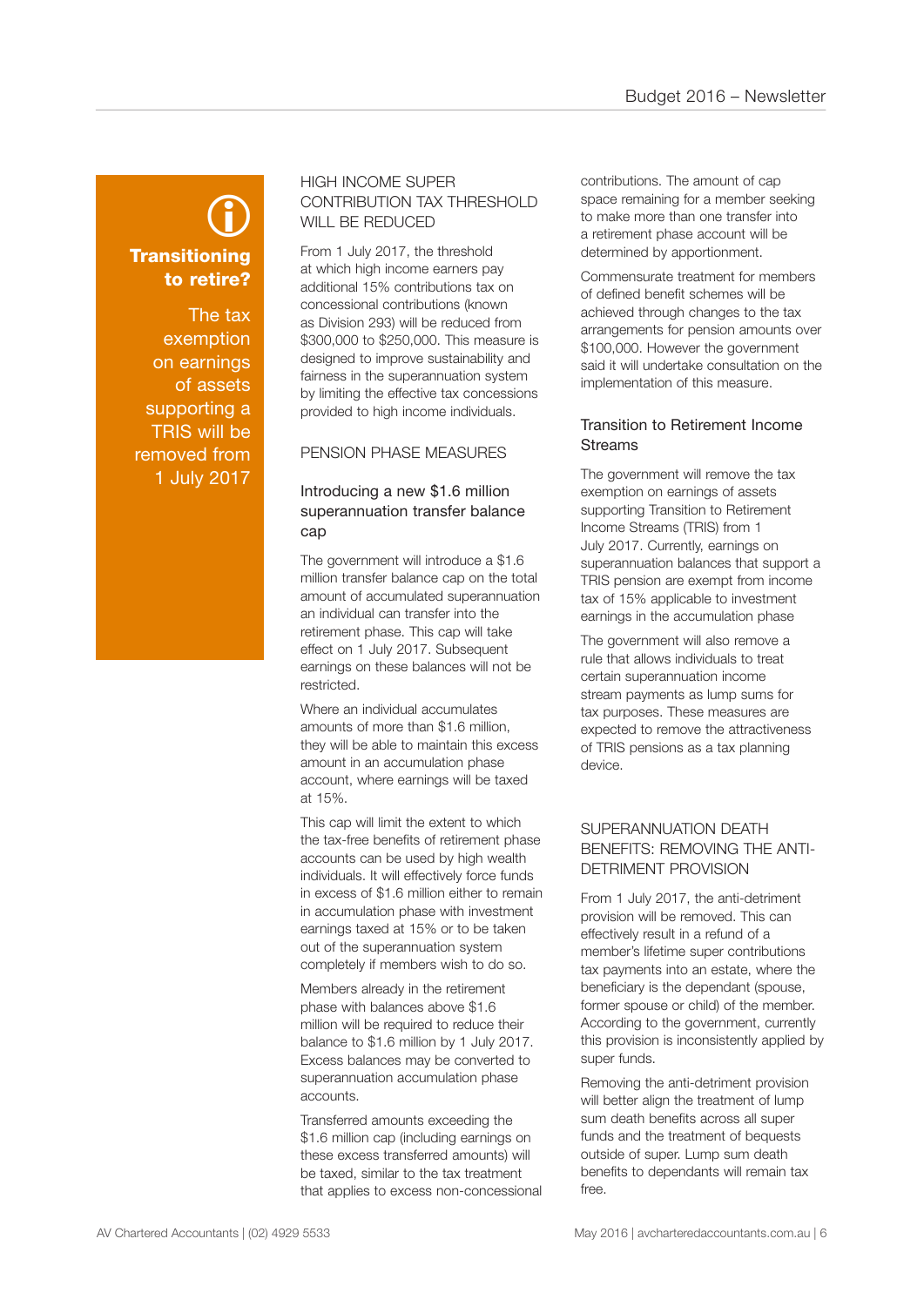**Transitioning to retire?**

The tax exemption on earnings of assets supporting a TRIS will be removed from 1 July 2017

## HIGH INCOME SUPER CONTRIBUTION TAX THRESHOLD WILL BE REDUCED

From 1 July 2017, the threshold at which high income earners pay additional 15% contributions tax on concessional contributions (known as Division 293) will be reduced from $300,000 to $250,000. This measure is designed to improve sustainability and fairness in the superannuation system by limiting the effective tax concessions provided to high income individuals.

## PENSION PHASE MEASURES

### Introducing a new $1.6 million superannuation transfer balance cap

The government will introduce a $1.6 million transfer balance cap on the total amount of accumulated superannuation an individual can transfer into the retirement phase. This cap will take effect on 1 July 2017. Subsequent earnings on these balances will not be restricted.

Where an individual accumulates amounts of more than $1.6 million, they will be able to maintain this excess amount in an accumulation phase account, where earnings will be taxed at 15%.

This cap will limit the extent to which the tax-free benefits of retirement phase accounts can be used by high wealth individuals. It will effectively force funds in excess of $1.6 million either to remain in accumulation phase with investment earnings taxed at 15% or to be taken out of the superannuation system completely if members wish to do so.

Members already in the retirement phase with balances above $1.6 million will be required to reduce their balance to $1.6 million by 1 July 2017. Excess balances may be converted to superannuation accumulation phase accounts.

Transferred amounts exceeding the $1.6 million cap (including earnings on these excess transferred amounts) will be taxed, similar to the tax treatment that applies to excess non-concessional contributions. The amount of cap space remaining for a member seeking to make more than one transfer into a retirement phase account will be determined by apportionment.

Commensurate treatment for members of defined benefit schemes will be achieved through changes to the tax arrangements for pension amounts over $100,000. However the government said it will undertake consultation on the implementation of this measure.

### Transition to Retirement Income Streams

The government will remove the tax exemption on earnings of assets supporting Transition to Retirement Income Streams (TRIS) from 1 July 2017. Currently, earnings on superannuation balances that support a TRIS pension are exempt from income tax of 15% applicable to investment earnings in the accumulation phase

The government will also remove a rule that allows individuals to treat certain superannuation income stream payments as lump sums for tax purposes. These measures are expected to remove the attractiveness of TRIS pensions as a tax planning device.

## SUPERANNUATION DEATH BENEFITS: REMOVING THE ANTI-DETRIMENT PROVISION

From 1 July 2017, the anti-detriment provision will be removed. This can effectively result in a refund of a member's lifetime super contributions tax payments into an estate, where the beneficiary is the dependant (spouse, former spouse or child) of the member. According to the government, currently this provision is inconsistently applied by super funds.

Removing the anti-detriment provision will better align the treatment of lump sum death benefits across all super funds and the treatment of bequests outside of super. Lump sum death benefits to dependants will remain tax free.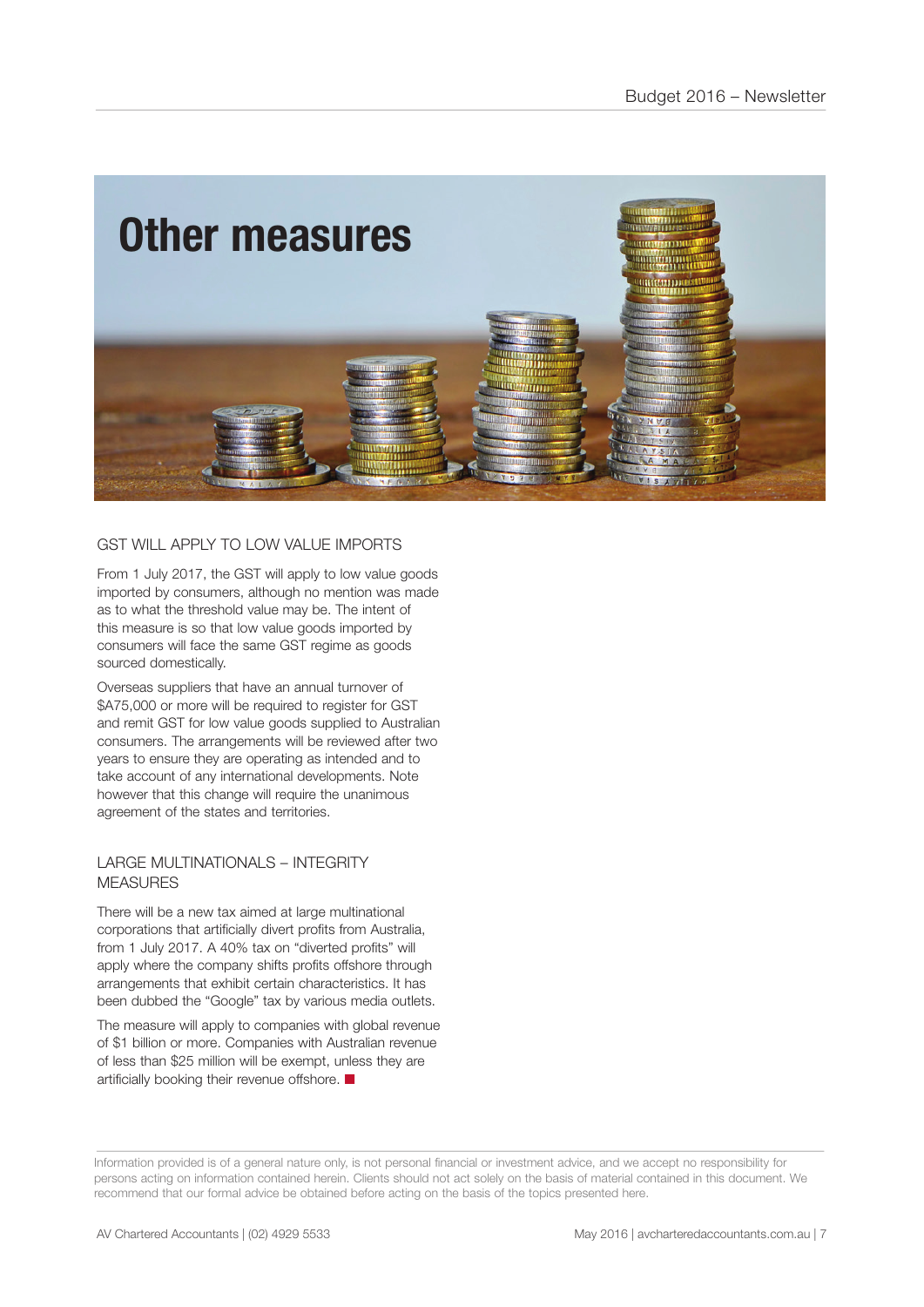# Other measures

## GST WILL APPLY TO LOW VALUE IMPORTS

From 1 July 2017, the GST will apply to low value goods imported by consumers, although no mention was made as to what the threshold value may be. The intent of this measure is so that low value goods imported by consumers will face the same GST regime as goods sourced domestically.

Overseas suppliers that have an annual turnover of $A75,000 or more will be required to register for GST and remit GST for low value goods supplied to Australian consumers. The arrangements will be reviewed after two years to ensure they are operating as intended and to take account of any international developments. Note however that this change will require the unanimous agreement of the states and territories.

## LARGE MULTINATIONALS – INTEGRITY MEASURES

There will be a new tax aimed at large multinational corporations that artificially divert profits from Australia, from 1 July 2017. A 40% tax on "diverted profits" will apply where the company shifts profits offshore through arrangements that exhibit certain characteristics. It has been dubbed the "Google" tax by various media outlets.

The measure will apply to companies with global revenue of $1 billion or more. Companies with Australian revenue of less than $25 million will be exempt, unless they are artificially booking their revenue offshore.

Information provided is of a general nature only, is not personal financial or investment advice, and we accept no responsibility for persons acting on information contained herein. Clients should not act solely on the basis of material contained in this document. We recommend that our formal advice be obtained before acting on the basis of the topics presented here.